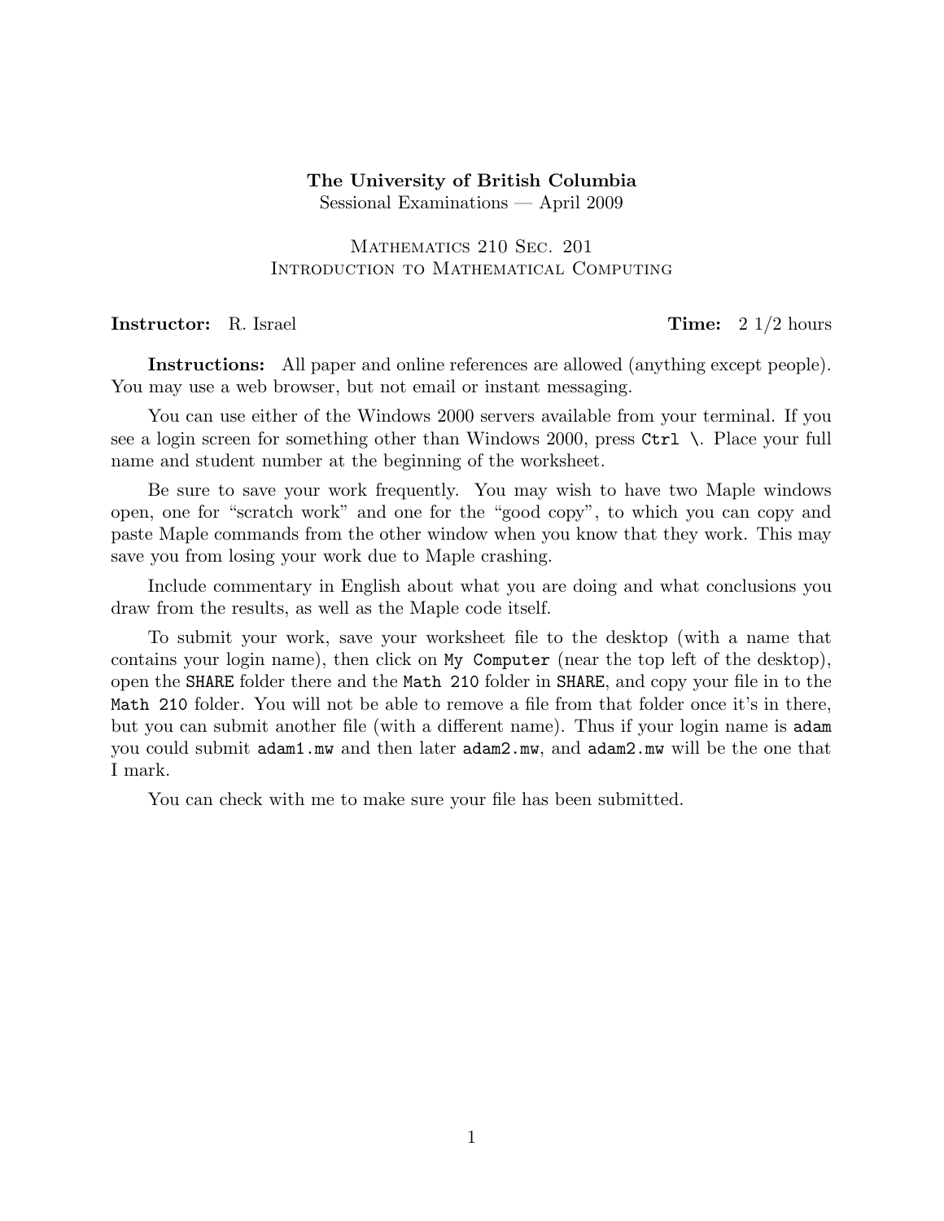**The University of British Columbia**
Sessional Examinations — April 2009

Mathematics 210 Sec. 201
Introduction to Mathematical Computing

**Instructor:** R. Israel **Time:** 2 1/2 hours

**Instructions:** All paper and online references are allowed (anything except people). You may use a web browser, but not email or instant messaging.

You can use either of the Windows 2000 servers available from your terminal. If you see a login screen for something other than Windows 2000, press `Ctrl \`. Place your full name and student number at the beginning of the worksheet.

Be sure to save your work frequently. You may wish to have two Maple windows open, one for "scratch work" and one for the "good copy", to which you can copy and paste Maple commands from the other window when you know that they work. This may save you from losing your work due to Maple crashing.

Include commentary in English about what you are doing and what conclusions you draw from the results, as well as the Maple code itself.

To submit your work, save your worksheet file to the desktop (with a name that contains your login name), then click on `My Computer` (near the top left of the desktop), open the `SHARE` folder there and the `Math 210` folder in `SHARE`, and copy your file in to the `Math 210` folder. You will not be able to remove a file from that folder once it's in there, but you can submit another file (with a different name). Thus if your login name is `adam` you could submit `adam1.mw` and then later `adam2.mw`, and `adam2.mw` will be the one that I mark.

You can check with me to make sure your file has been submitted.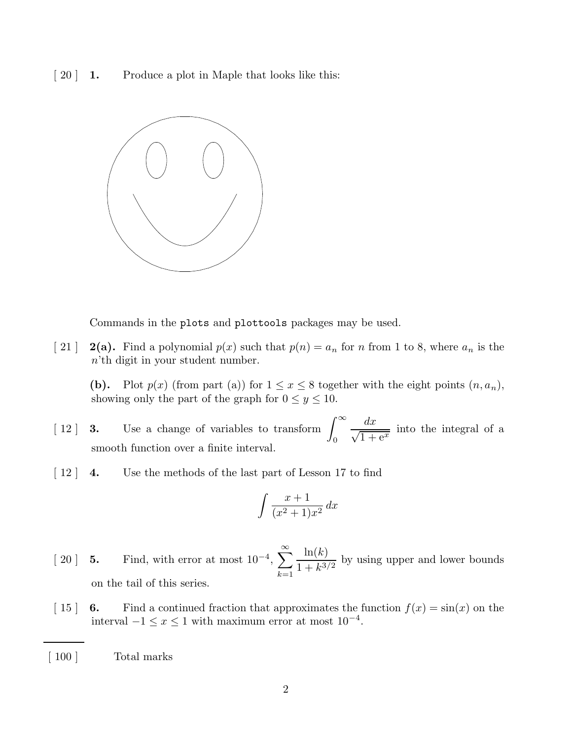[ 20 ] **1.** Produce a plot in Maple that looks like this:

Commands in the `plots` and `plottools` packages may be used.

[ 21 ] **2(a).** Find a polynomial $p(x)$ such that $p(n) = a_n$ for $n$ from 1 to 8, where $a_n$ is the $n$'th digit in your student number.

**(b).** Plot $p(x)$ (from part (a)) for $1 \le x \le 8$ together with the eight points $(n, a_n)$, showing only the part of the graph for $0 \le y \le 10$.

[ 12 ] **3.** Use a change of variables to transform $\int_0^\infty \frac{dx}{\sqrt{1+e^x}}$ into the integral of a smooth function over a finite interval.

[ 12 ] **4.** Use the methods of the last part of Lesson 17 to find

$$\int \frac{x+1}{(x^2+1)x^2}\,dx$$

[ 20 ] **5.** Find, with error at most $10^{-4}$, $\sum_{k=1}^{\infty} \frac{\ln(k)}{1+k^{3/2}}$ by using upper and lower bounds on the tail of this series.

[ 15 ] **6.** Find a continued fraction that approximates the function $f(x) = \sin(x)$ on the interval $-1 \le x \le 1$ with maximum error at most $10^{-4}$.

[ 100 ] Total marks